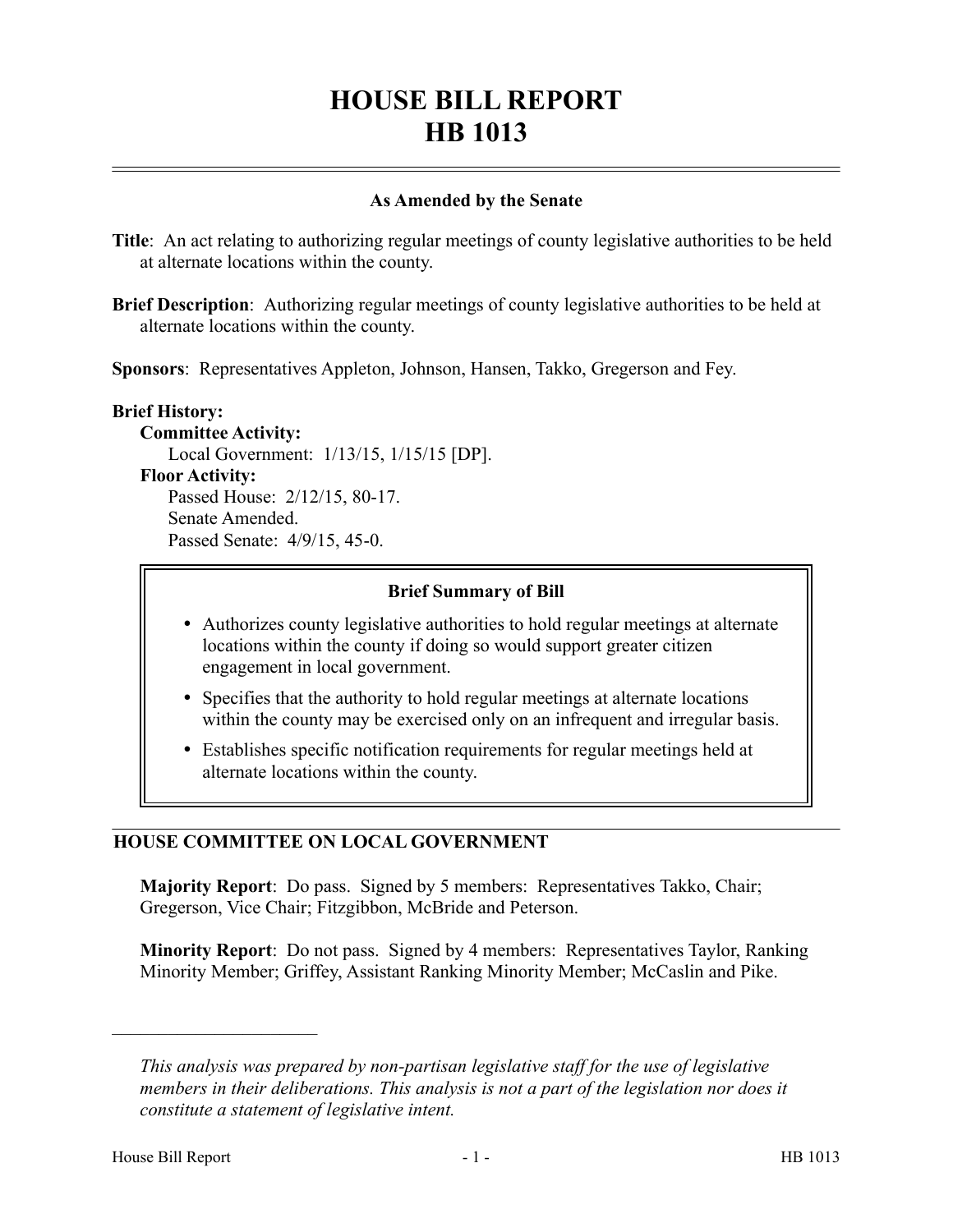# HOUSE BILL REPORT
# HB 1013

## As Amended by the Senate

**Title**: An act relating to authorizing regular meetings of county legislative authorities to be held at alternate locations within the county.

**Brief Description**: Authorizing regular meetings of county legislative authorities to be held at alternate locations within the county.

**Sponsors**: Representatives Appleton, Johnson, Hansen, Takko, Gregerson and Fey.

**Brief History:**

**Committee Activity:**

Local Government: 1/13/15, 1/15/15 [DP].

**Floor Activity:**

Passed House: 2/12/15, 80-17.

Senate Amended.

Passed Senate: 4/9/15, 45-0.

### Brief Summary of Bill

- Authorizes county legislative authorities to hold regular meetings at alternate locations within the county if doing so would support greater citizen engagement in local government.
- Specifies that the authority to hold regular meetings at alternate locations within the county may be exercised only on an infrequent and irregular basis.
- Establishes specific notification requirements for regular meetings held at alternate locations within the county.

## HOUSE COMMITTEE ON LOCAL GOVERNMENT

**Majority Report**: Do pass. Signed by 5 members: Representatives Takko, Chair; Gregerson, Vice Chair; Fitzgibbon, McBride and Peterson.

**Minority Report**: Do not pass. Signed by 4 members: Representatives Taylor, Ranking Minority Member; Griffey, Assistant Ranking Minority Member; McCaslin and Pike.

---

*This analysis was prepared by non-partisan legislative staff for the use of legislative members in their deliberations. This analysis is not a part of the legislation nor does it constitute a statement of legislative intent.*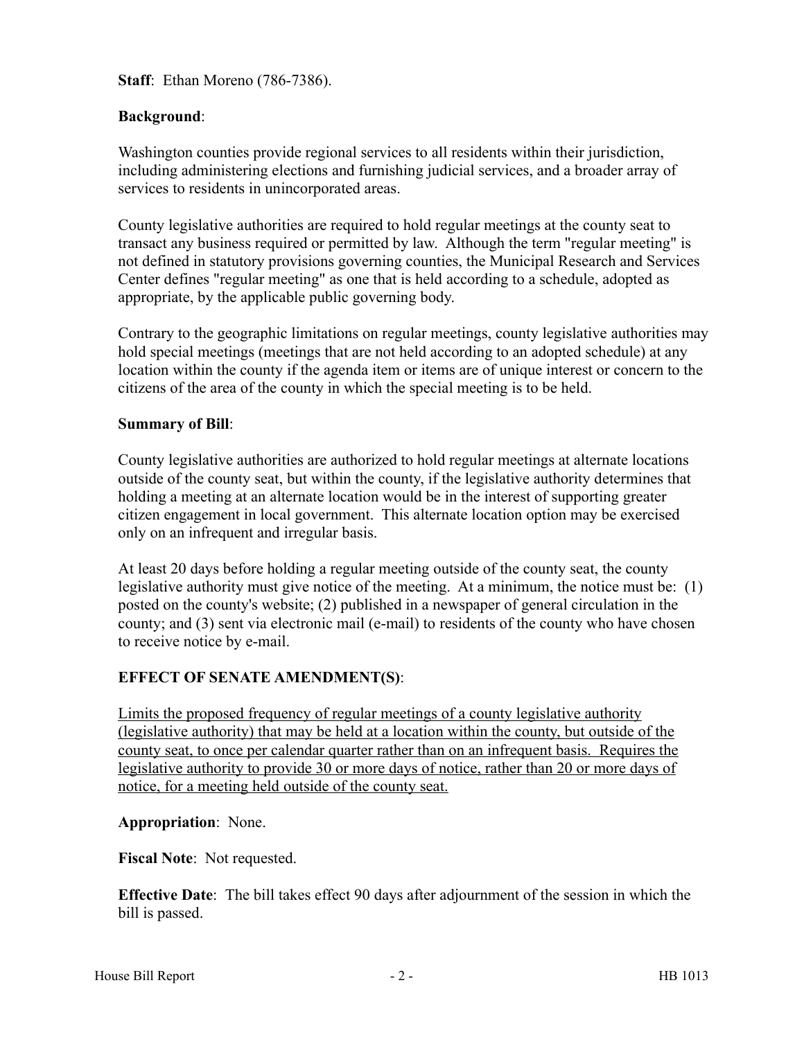**Staff**: Ethan Moreno (786-7386).

**Background**:

Washington counties provide regional services to all residents within their jurisdiction, including administering elections and furnishing judicial services, and a broader array of services to residents in unincorporated areas.

County legislative authorities are required to hold regular meetings at the county seat to transact any business required or permitted by law. Although the term "regular meeting" is not defined in statutory provisions governing counties, the Municipal Research and Services Center defines "regular meeting" as one that is held according to a schedule, adopted as appropriate, by the applicable public governing body.

Contrary to the geographic limitations on regular meetings, county legislative authorities may hold special meetings (meetings that are not held according to an adopted schedule) at any location within the county if the agenda item or items are of unique interest or concern to the citizens of the area of the county in which the special meeting is to be held.

**Summary of Bill**:

County legislative authorities are authorized to hold regular meetings at alternate locations outside of the county seat, but within the county, if the legislative authority determines that holding a meeting at an alternate location would be in the interest of supporting greater citizen engagement in local government. This alternate location option may be exercised only on an infrequent and irregular basis.

At least 20 days before holding a regular meeting outside of the county seat, the county legislative authority must give notice of the meeting. At a minimum, the notice must be: (1) posted on the county's website; (2) published in a newspaper of general circulation in the county; and (3) sent via electronic mail (e-mail) to residents of the county who have chosen to receive notice by e-mail.

**EFFECT OF SENATE AMENDMENT(S)**:

<u>Limits the proposed frequency of regular meetings of a county legislative authority (legislative authority) that may be held at a location within the county, but outside of the county seat, to once per calendar quarter rather than on an infrequent basis. Requires the legislative authority to provide 30 or more days of notice, rather than 20 or more days of notice, for a meeting held outside of the county seat.</u>

**Appropriation**: None.

**Fiscal Note**: Not requested.

**Effective Date**: The bill takes effect 90 days after adjournment of the session in which the bill is passed.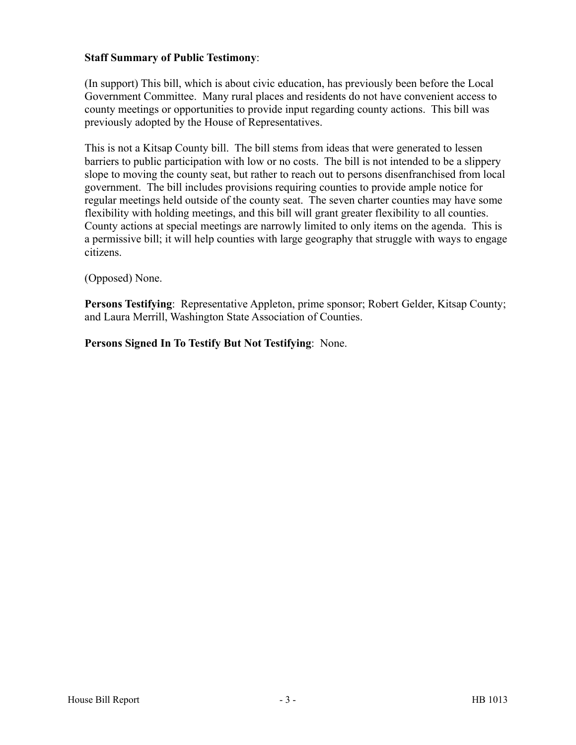**Staff Summary of Public Testimony**:

(In support) This bill, which is about civic education, has previously been before the Local Government Committee. Many rural places and residents do not have convenient access to county meetings or opportunities to provide input regarding county actions. This bill was previously adopted by the House of Representatives.

This is not a Kitsap County bill. The bill stems from ideas that were generated to lessen barriers to public participation with low or no costs. The bill is not intended to be a slippery slope to moving the county seat, but rather to reach out to persons disenfranchised from local government. The bill includes provisions requiring counties to provide ample notice for regular meetings held outside of the county seat. The seven charter counties may have some flexibility with holding meetings, and this bill will grant greater flexibility to all counties. County actions at special meetings are narrowly limited to only items on the agenda. This is a permissive bill; it will help counties with large geography that struggle with ways to engage citizens.

(Opposed) None.

**Persons Testifying**: Representative Appleton, prime sponsor; Robert Gelder, Kitsap County; and Laura Merrill, Washington State Association of Counties.

**Persons Signed In To Testify But Not Testifying**: None.